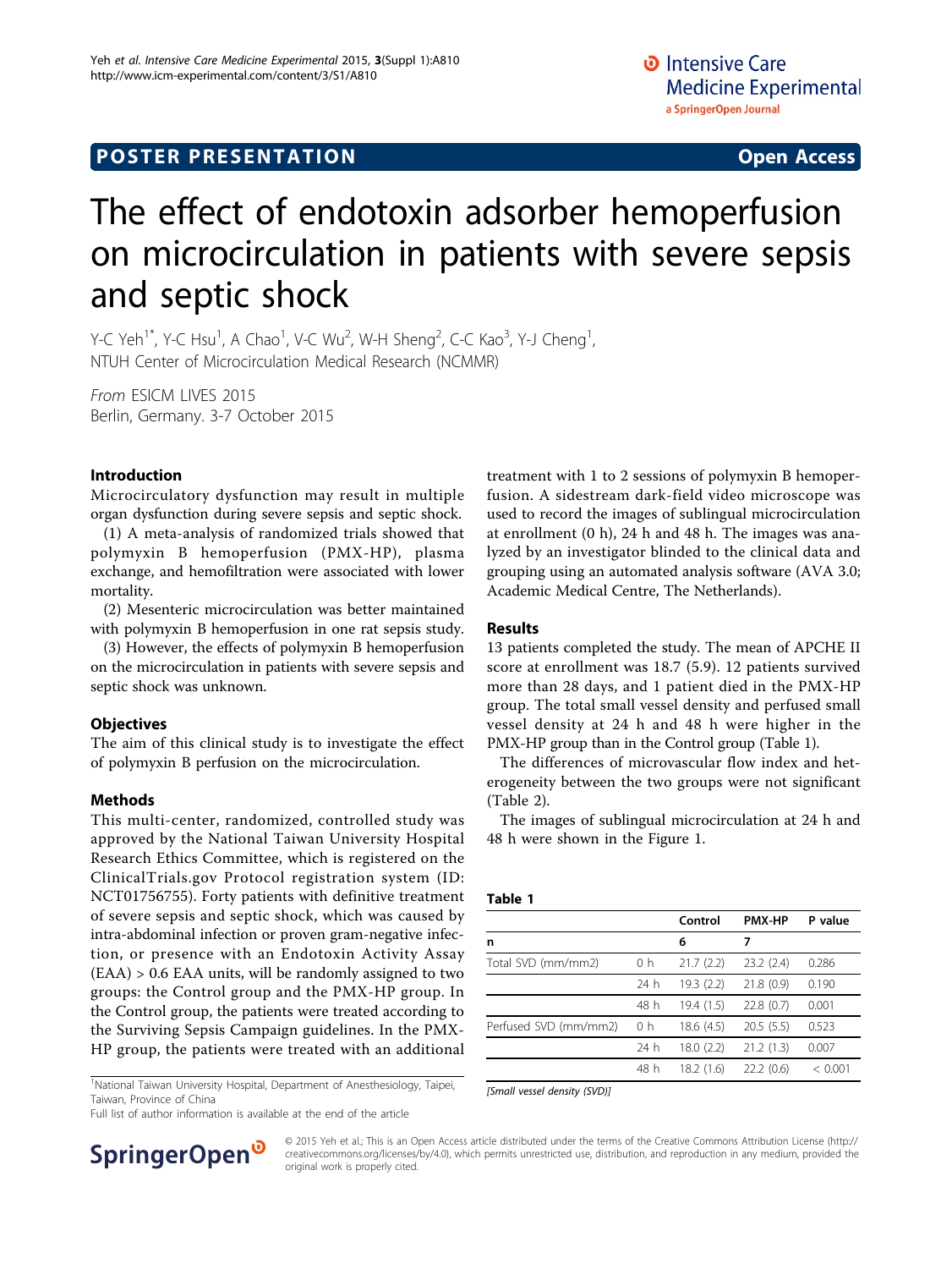POSTER PRESENTATION

Open Access

# The effect of endotoxin adsorber hemoperfusion on microcirculation in patients with severe sepsis and septic shock

Y-C Yeh[1*], Y-C Hsu[1], A Chao[1], V-C Wu[2], W-H Sheng[2], C-C Kao[3], Y-J Cheng[1], NTUH Center of Microcirculation Medical Research (NCMMR)

*From* ESICM LIVES 2015
Berlin, Germany. 3-7 October 2015

## Introduction

Microcirculatory dysfunction may result in multiple organ dysfunction during severe sepsis and septic shock.

(1) A meta-analysis of randomized trials showed that polymyxin B hemoperfusion (PMX-HP), plasma exchange, and hemofiltration were associated with lower mortality.

(2) Mesenteric microcirculation was better maintained with polymyxin B hemoperfusion in one rat sepsis study.

(3) However, the effects of polymyxin B hemoperfusion on the microcirculation in patients with severe sepsis and septic shock was unknown.

## Objectives

The aim of this clinical study is to investigate the effect of polymyxin B perfusion on the microcirculation.

## Methods

This multi-center, randomized, controlled study was approved by the National Taiwan University Hospital Research Ethics Committee, which is registered on the ClinicalTrials.gov Protocol registration system (ID: NCT01756755). Forty patients with definitive treatment of severe sepsis and septic shock, which was caused by intra-abdominal infection or proven gram-negative infection, or presence with an Endotoxin Activity Assay (EAA) > 0.6 EAA units, will be randomly assigned to two groups: the Control group and the PMX-HP group. In the Control group, the patients were treated according to the Surviving Sepsis Campaign guidelines. In the PMX-HP group, the patients were treated with an additional treatment with 1 to 2 sessions of polymyxin B hemoperfusion. A sidestream dark-field video microscope was used to record the images of sublingual microcirculation at enrollment (0 h), 24 h and 48 h. The images was analyzed by an investigator blinded to the clinical data and grouping using an automated analysis software (AVA 3.0; Academic Medical Centre, The Netherlands).

## Results

13 patients completed the study. The mean of APCHE II score at enrollment was 18.7 (5.9). 12 patients survived more than 28 days, and 1 patient died in the PMX-HP group. The total small vessel density and perfused small vessel density at 24 h and 48 h were higher in the PMX-HP group than in the Control group (Table 1).

The differences of microvascular flow index and heterogeneity between the two groups were not significant (Table 2).

The images of sublingual microcirculation at 24 h and 48 h were shown in the Figure 1.

**Table 1**

| | | Control | PMX-HP | P value |
|---|---|---|---|---|
| n | | 6 | 7 | |
| Total SVD (mm/mm2) | 0 h | 21.7 (2.2) | 23.2 (2.4) | 0.286 |
| | 24 h | 19.3 (2.2) | 21.8 (0.9) | 0.190 |
| | 48 h | 19.4 (1.5) | 22.8 (0.7) | 0.001 |
| Perfused SVD (mm/mm2) | 0 h | 18.6 (4.5) | 20.5 (5.5) | 0.523 |
| | 24 h | 18.0 (2.2) | 21.2 (1.3) | 0.007 |
| | 48 h | 18.2 (1.6) | 22.2 (0.6) | < 0.001 |

*[Small vessel density (SVD)]*

[1]National Taiwan University Hospital, Department of Anesthesiology, Taipei, Taiwan, Province of China
Full list of author information is available at the end of the article

© 2015 Yeh et al.; This is an Open Access article distributed under the terms of the Creative Commons Attribution License (http://creativecommons.org/licenses/by/4.0), which permits unrestricted use, distribution, and reproduction in any medium, provided the original work is properly cited.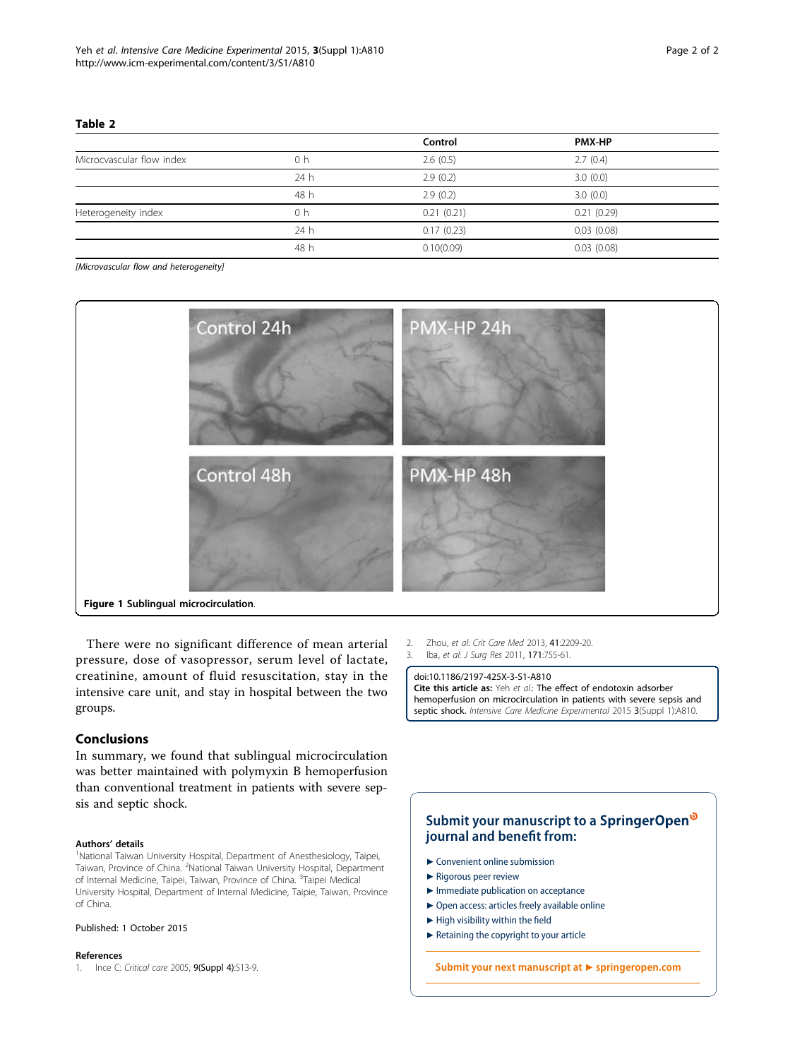**Table 2**

| | | Control | PMX-HP |
|---|---|---|---|
| Microcvascular flow index | 0 h | 2.6 (0.5) | 2.7 (0.4) |
| | 24 h | 2.9 (0.2) | 3.0 (0.0) |
| | 48 h | 2.9 (0.2) | 3.0 (0.0) |
| Heterogeneity index | 0 h | 0.21 (0.21) | 0.21 (0.29) |
| | 24 h | 0.17 (0.23) | 0.03 (0.08) |
| | 48 h | 0.10(0.09) | 0.03 (0.08) |

*[Microvascular flow and heterogeneity]*

Control 24h

PMX-HP 24h

Control 48h

PMX-HP 48h

**Figure 1 Sublingual microcirculation**.

There were no significant difference of mean arterial pressure, dose of vasopressor, serum level of lactate, creatinine, amount of fluid resuscitation, stay in the intensive care unit, and stay in hospital between the two groups.

## Conclusions

In summary, we found that sublingual microcirculation was better maintained with polymyxin B hemoperfusion than conventional treatment in patients with severe sepsis and septic shock.

#### Authors' details

[1]National Taiwan University Hospital, Department of Anesthesiology, Taipei, Taiwan, Province of China. [2]National Taiwan University Hospital, Department of Internal Medicine, Taipei, Taiwan, Province of China. [3]Taipei Medical University Hospital, Department of Internal Medicine, Taipie, Taiwan, Province of China.

Published: 1 October 2015

#### References

1. Ince C: *Critical care* 2005, **9(Suppl 4)**:S13-9.
2. Zhou, *et al*: *Crit Care Med* 2013, **41**:2209-20.
3. Iba, *et al*: *J Surg Res* 2011, **171**:755-61.

doi:10.1186/2197-425X-3-S1-A810
**Cite this article as:** Yeh *et al.*: The effect of endotoxin adsorber hemoperfusion on microcirculation in patients with severe sepsis and septic shock. *Intensive Care Medicine Experimental* 2015 3(Suppl 1):A810.

**Submit your manuscript to a SpringerOpen journal and benefit from:**

- ► Convenient online submission
- ► Rigorous peer review
- ► Immediate publication on acceptance
- ► Open access: articles freely available online
- ► High visibility within the field
- ► Retaining the copyright to your article

**Submit your next manuscript at ► springeropen.com**